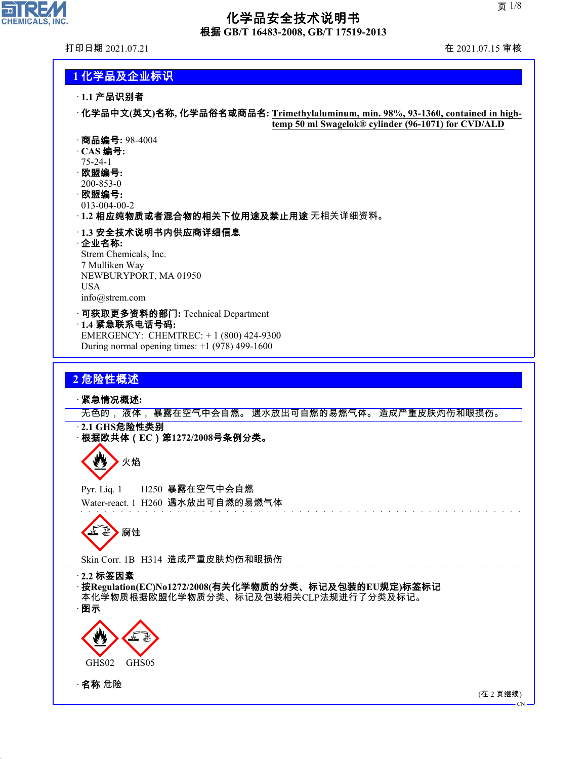# 化学品安全技术说明书

**根据 GB/T 16483-2008, GB/T 17519-2013**

打印日期 2021.07.21　　　　　　　　　　　　　　　　　　　　　　在 2021.07.15 审核

## 1 化学品及企业标识

· **1.1 产品识别者**

· **化学品中文(英文)名称, 化学品俗名或商品名:** Trimethylaluminum, min. 98%, 93-1360, contained in high-temp 50 ml Swagelok® cylinder (96-1071) for CVD/ALD

· **商品编号:** 98-4004

· **CAS 编号:**
75-24-1

· **欧盟编号:**
200-853-0

· **欧盟编号:**
013-004-00-2

· **1.2 相应纯物质或者混合物的相关下位用途及禁止用途** 无相关详细资料。

· **1.3 安全技术说明书内供应商详细信息**

· **企业名称:**
Strem Chemicals, Inc.
7 Mulliken Way
NEWBURYPORT, MA 01950
USA
info@strem.com

· **可获取更多资料的部门:** Technical Department

· **1.4 紧急联系电话号码:**
EMERGENCY: CHEMTREC: + 1 (800) 424-9300
During normal opening times: +1 (978) 499-1600

## 2 危险性概述

· **紧急情况概述:**

无色的， 液体， 暴露在空气中会自燃。 遇水放出可自燃的易燃气体。 造成严重皮肤灼伤和眼损伤。

· **2.1 GHS危险性类别**

· **根据欧共体（EC）第1272/2008号条例分类。**

火焰

Pyr. Liq. 1　　H250 暴露在空气中会自燃

Water-react. 1　H260 遇水放出可自燃的易燃气体

腐蚀

Skin Corr. 1B　H314 造成严重皮肤灼伤和眼损伤

· **2.2 标签因素**

· **按Regulation(EC)No1272/2008(有关化学物质的分类、标记及包装的EU规定)标签标记**

本化学物质根据欧盟化学物质分类、标记及包装相关CLP法规进行了分类及标记。

· **图示**

GHS02　GHS05

· **名称** 危险

(在 2 页继续)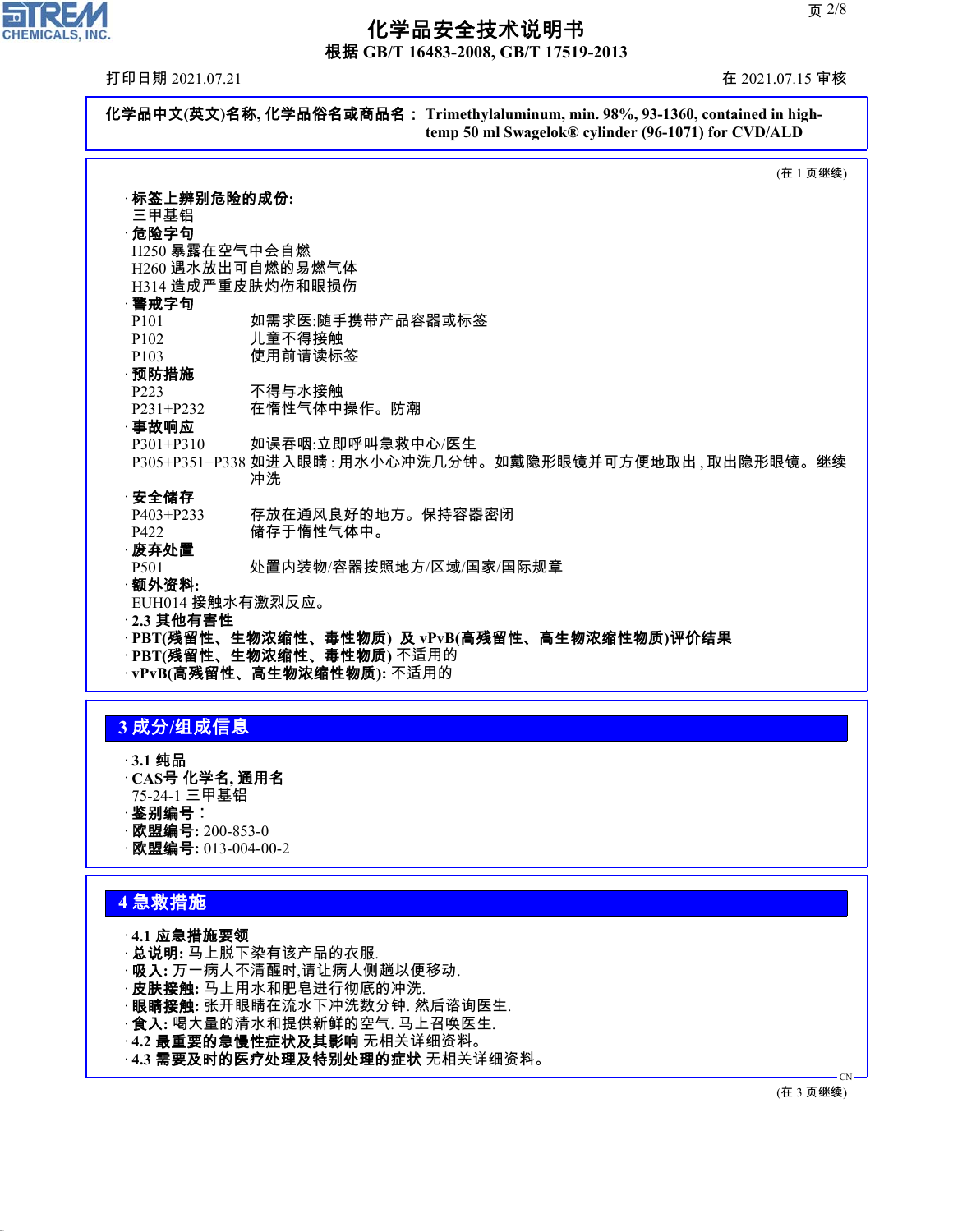**化学品中文(英文)名称, 化学品俗名或商品名： Trimethylaluminum, min. 98%, 93-1360, contained in high-temp 50 ml Swagelok® cylinder (96-1071) for CVD/ALD**

(在 1 页继续)

· **标签上辨别危险的成份:**
三甲基铝

· **危险字句**
H250 暴露在空气中会自燃
H260 遇水放出可自燃的易燃气体
H314 造成严重皮肤灼伤和眼损伤

· **警戒字句**
P101 如需求医:随手携带产品容器或标签
P102 儿童不得接触
P103 使用前请读标签

· **预防措施**
P223 不得与水接触
P231+P232 在惰性气体中操作。防潮

· **事故响应**
P301+P310 如误吞咽:立即呼叫急救中心/医生
P305+P351+P338 如进入眼睛：用水小心冲洗几分钟。如戴隐形眼镜并可方便地取出，取出隐形眼镜。继续冲洗

· **安全储存**
P403+P233 存放在通风良好的地方。保持容器密闭
P422 储存于惰性气体中。

· **废弃处置**
P501 处置内装物/容器按照地方/区域/国家/国际规章

· **额外资料:**
EUH014 接触水有激烈反应。

· **2.3 其他有害性**
· **PBT(残留性、生物浓缩性、毒性物质) 及 vPvB(高残留性、高生物浓缩性物质)评价结果**
· **PBT(残留性、生物浓缩性、毒性物质)** 不适用的
· **vPvB(高残留性、高生物浓缩性物质):** 不适用的

## 3 成分/组成信息

· **3.1 纯品**
· **CAS号 化学名, 通用名**
75-24-1 三甲基铝
· **鉴别编号：**
· **欧盟编号:** 200-853-0
· **欧盟编号:** 013-004-00-2

## 4 急救措施

· **4.1 应急措施要领**
· **总说明:** 马上脱下染有该产品的衣服.
· **吸入:** 万一病人不清醒时,请让病人侧躺以便移动.
· **皮肤接触:** 马上用水和肥皂进行彻底的冲洗.
· **眼睛接触:** 张开眼睛在流水下冲洗数分钟. 然后咨询医生.
· **食入:** 喝大量的清水和提供新鲜的空气. 马上召唤医生.
· **4.2 最重要的急慢性症状及其影响** 无相关详细资料。
· **4.3 需要及时的医疗处理及特别处理的症状** 无相关详细资料。

(在 3 页继续)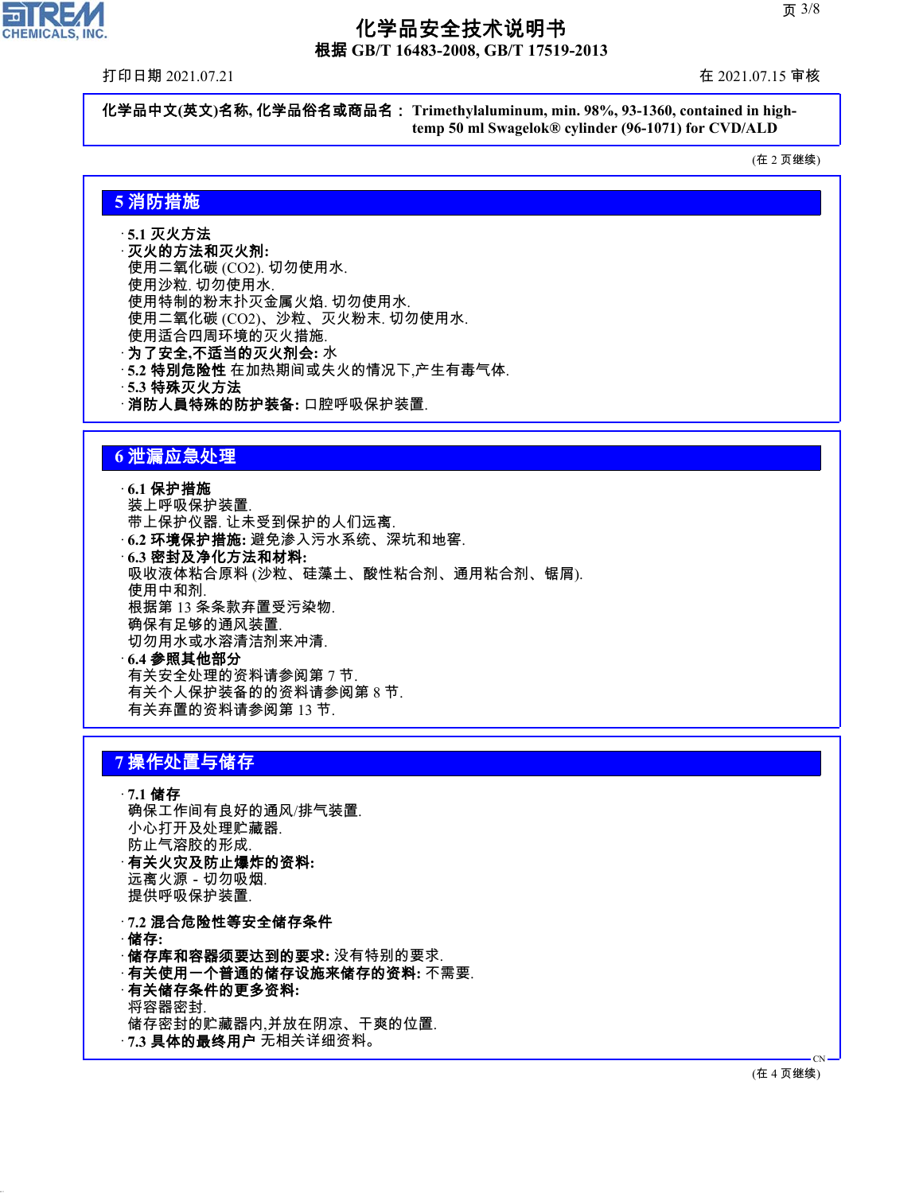**化学品中文(英文)名称, 化学品俗名或商品名： Trimethylaluminum, min. 98%, 93-1360, contained in high-temp 50 ml Swagelok® cylinder (96-1071) for CVD/ALD**

(在 2 页继续)

## 5 消防措施

· **5.1 灭火方法**
· **灭火的方法和灭火剂:**
使用二氧化碳 ($CO_2$). 切勿使用水.
使用沙粒. 切勿使用水.
使用特制的粉末扑灭金属火焰. 切勿使用水.
使用二氧化碳 ($CO_2$)、沙粒、灭火粉末. 切勿使用水.
使用适合四周环境的灭火措施.
· **为了安全,不适当的灭火剂会:** 水
· **5.2 特别危险性** 在加热期间或失火的情况下,产生有毒气体.
· **5.3 特殊灭火方法**
· **消防人員特殊的防护装备:** 口腔呼吸保护装置.

## 6 泄漏应急处理

· **6.1 保护措施**
装上呼吸保护装置.
带上保护仪器. 让未受到保护的人们远离.
· **6.2 环境保护措施:** 避免渗入污水系统、深坑和地窖.
· **6.3 密封及净化方法和材料:**
吸收液体粘合原料 (沙粒、硅藻土、酸性粘合剂、通用粘合剂、锯屑).
使用中和剂.
根据第 13 条条款弃置受污染物.
确保有足够的通风装置.
切勿用水或水溶清洁剂来冲清.
· **6.4 参照其他部分**
有关安全处理的资料请参阅第 7 节.
有关个人保护装备的的资料请参阅第 8 节.
有关弃置的资料请参阅第 13 节.

## 7 操作处置与储存

· **7.1 储存**
确保工作间有良好的通风/排气装置.
小心打开及处理贮藏器.
防止气溶胶的形成.
· **有关火灾及防止爆炸的资料:**
远离火源 - 切勿吸烟.
提供呼吸保护装置.

· **7.2 混合危险性等安全储存条件**
· **储存:**
· **储存库和容器须要达到的要求:** 没有特别的要求.
· **有关使用一个普通的储存设施来储存的资料:** 不需要.
· **有关储存条件的更多资料:**
将容器密封.
储存密封的贮藏器内,并放在阴凉、干爽的位置.
· **7.3 具体的最终用户** 无相关详细资料。

(在 4 页继续)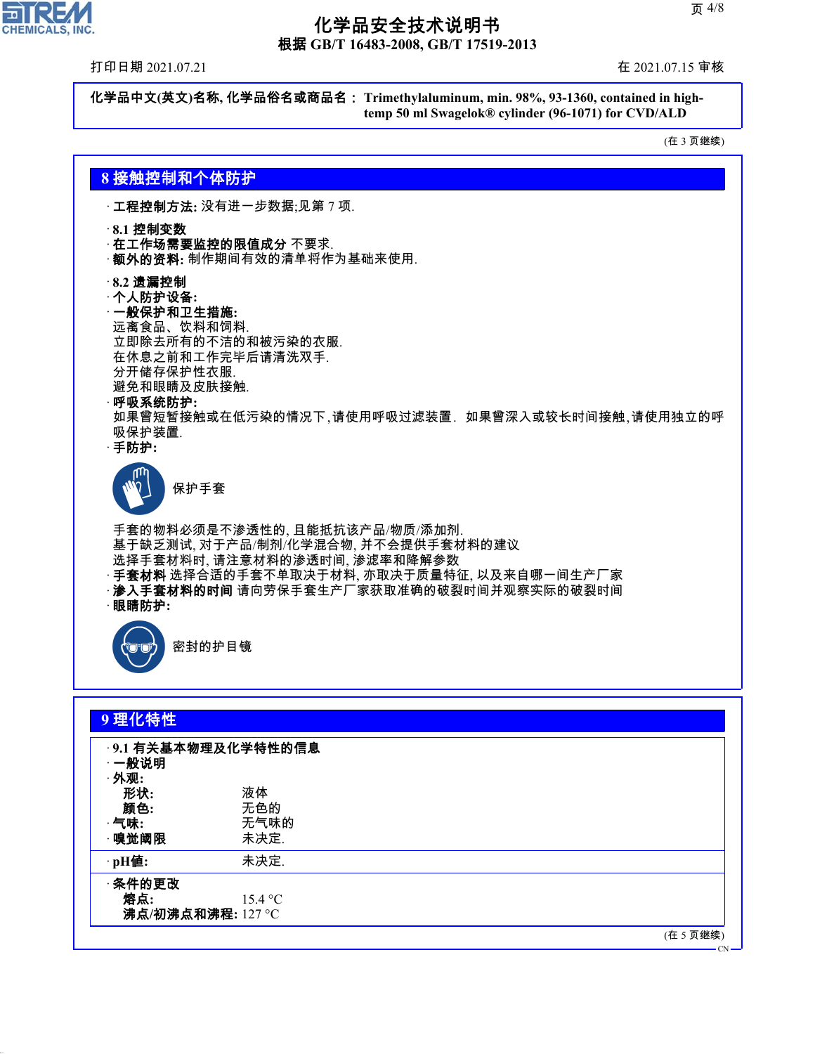化学品中文(英文)名称, 化学品俗名或商品名： Trimethylaluminum, min. 98%, 93-1360, contained in high-temp 50 ml Swagelok® cylinder (96-1071) for CVD/ALD

(在 3 页继续)

## 8 接触控制和个体防护

· **工程控制方法:** 没有进一步数据;见第 7 项.

· **8.1 控制变数**
· **在工作场需要监控的限值成分** 不要求.
· **额外的资料:** 制作期间有效的清单将作为基础来使用.

· **8.2 遗漏控制**
· **个人防护设备:**
· **一般保护和卫生措施:**
远离食品、饮料和饲料.
立即除去所有的不洁的和被污染的衣服.
在休息之前和工作完毕后请清洗双手.
分开储存保护性衣服.
避免和眼睛及皮肤接触.
· **呼吸系统防护:**
如果曾短暂接触或在低污染的情况下,请使用呼吸过滤装置. 如果曾深入或较长时间接触,请使用独立的呼吸保护装置.
· **手防护:**

保护手套

手套的物料必须是不渗透性的, 且能抵抗该产品/物质/添加剂.
基于缺乏测试, 对于产品/制剂/化学混合物, 并不会提供手套材料的建议
选择手套材料时, 请注意材料的渗透时间, 渗滤率和降解参数
· **手套材料** 选择合适的手套不单取决于材料, 亦取决于质量特征, 以及来自哪一间生产厂家
· **渗入手套材料的时间** 请向劳保手套生产厂家获取准确的破裂时间并观察实际的破裂时间
· **眼睛防护:**

密封的护目镜

## 9 理化特性

· **9.1 有关基本物理及化学特性的信息**
· **一般说明**
· **外观:**

| | |
|---|---|
| **形状:** | 液体 |
| **颜色:** | 无色的 |
| · **气味:** | 无气味的 |
| · **嗅觉阈限** | 未决定. |
| · **pH值:** | 未决定. |
| · **条件的更改** | |
| **熔点:** | 15.4 °C |
| **沸点/初沸点和沸程:** | 127 °C |

(在 5 页继续)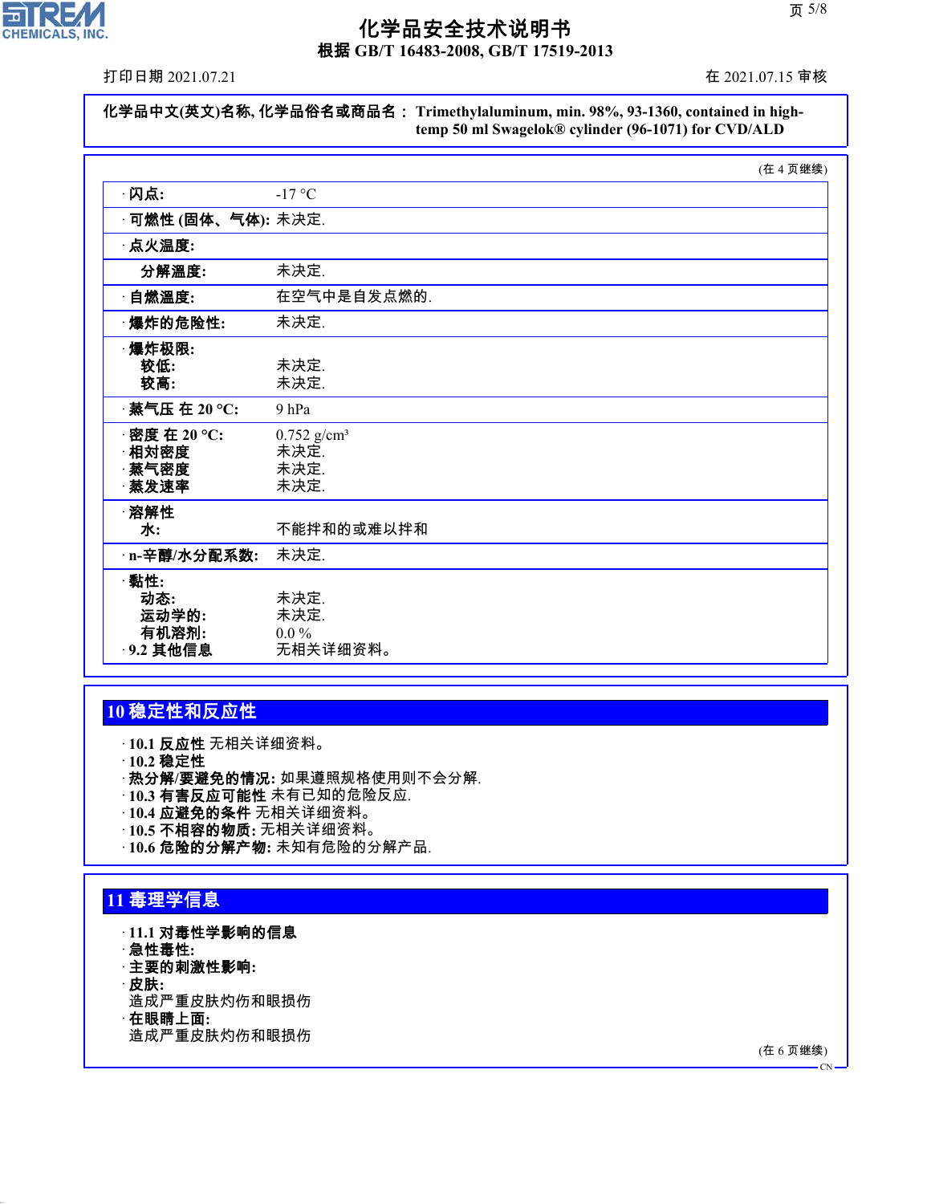**化学品中文(英文)名称, 化学品俗名或商品名： Trimethylaluminum, min. 98%, 93-1360, contained in high-temp 50 ml Swagelok® cylinder (96-1071) for CVD/ALD**

(在 4 页继续)

| | |
|---|---|
| · **闪点:** | -17 °C |
| · **可燃性 (固体、气体):** | 未决定. |
| · **点火温度:** | |
| **分解温度:** | 未决定. |
| · **自燃温度:** | 在空气中是自发点燃的. |
| · **爆炸的危险性:** | 未决定. |
| · **爆炸极限:** | |
| **较低:** | 未决定. |
| **较高:** | 未决定. |
| · **蒸气压 在 20 °C:** | 9 hPa |
| · **密度 在 20 °C:** | 0.752 g/cm³ |
| · **相对密度** | 未决定. |
| · **蒸气密度** | 未决定. |
| · **蒸发速率** | 未决定. |
| · **溶解性** | |
| **水:** | 不能拌和的或难以拌和 |
| · **n-辛醇/水分配系数:** | 未决定. |
| · **黏性:** | |
| **动态:** | 未决定. |
| **运动学的:** | 未决定. |
| **有机溶剂:** | 0.0 % |
| · **9.2 其他信息** | 无相关详细资料。 |

## 10 稳定性和反应性

· **10.1 反应性** 无相关详细资料。
· **10.2 稳定性**
· **热分解/要避免的情况:** 如果遵照规格使用则不会分解.
· **10.3 有害反应可能性** 未有已知的危险反应.
· **10.4 应避免的条件** 无相关详细资料。
· **10.5 不相容的物质:** 无相关详细资料。
· **10.6 危险的分解产物:** 未知有危险的分解产品.

## 11 毒理学信息

· **11.1 对毒性学影响的信息**
· **急性毒性:**
· **主要的刺激性影响:**
· **皮肤:**
造成严重皮肤灼伤和眼损伤
· **在眼睛上面:**
造成严重皮肤灼伤和眼损伤

(在 6 页继续)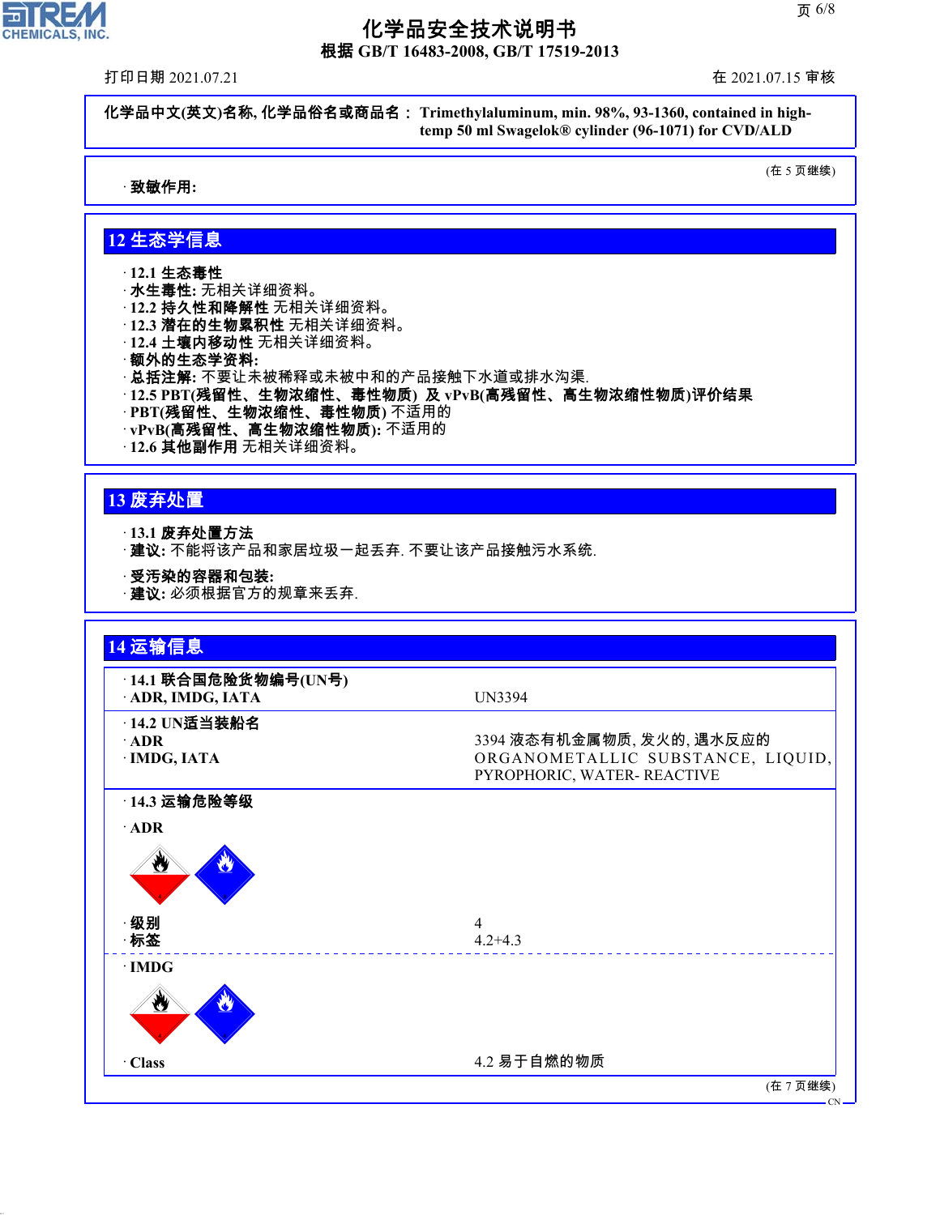化学品中文(英文)名称, 化学品俗名或商品名： **Trimethylaluminum, min. 98%, 93-1360, contained in high-temp 50 ml Swagelok® cylinder (96-1071) for CVD/ALD**

(在 5 页继续)

· **致敏作用:**

## 12 生态学信息

· **12.1 生态毒性**
· **水生毒性:** 无相关详细资料。
· **12.2 持久性和降解性** 无相关详细资料。
· **12.3 潜在的生物累积性** 无相关详细资料。
· **12.4 土壤内移动性** 无相关详细资料。
· **额外的生态学资料:**
· **总括注解:** 不要让未被稀释或未被中和的产品接触下水道或排水沟渠.
· **12.5 PBT(残留性、生物浓缩性、毒性物质) 及 vPvB(高残留性、高生物浓缩性物质)评价结果**
· **PBT(残留性、生物浓缩性、毒性物质)** 不适用的
· **vPvB(高残留性、高生物浓缩性物质):** 不适用的
· **12.6 其他副作用** 无相关详细资料。

## 13 废弃处置

· **13.1 废弃处置方法**
· **建议:** 不能将该产品和家居垃圾一起丢弃. 不要让该产品接触污水系统.

· **受污染的容器和包装:**
· **建议:** 必须根据官方的规章来丢弃.

## 14 运输信息

| | |
|---|---|
| · **14.1 联合国危险货物编号(UN号)** | |
| · **ADR, IMDG, IATA** | UN3394 |
| · **14.2 UN适当装船名** | |
| · **ADR** | 3394 液态有机金属物质, 发火的, 遇水反应的 |
| · **IMDG, IATA** | ORGANOMETALLIC SUBSTANCE, LIQUID, PYROPHORIC, WATER- REACTIVE |
| · **14.3 运输危险等级** | |
| · **ADR** | |
| · **级别** | 4 |
| · **标签** | 4.2+4.3 |
| · **IMDG** | |
| · **Class** | 4.2 易于自燃的物质 |

(在 7 页继续)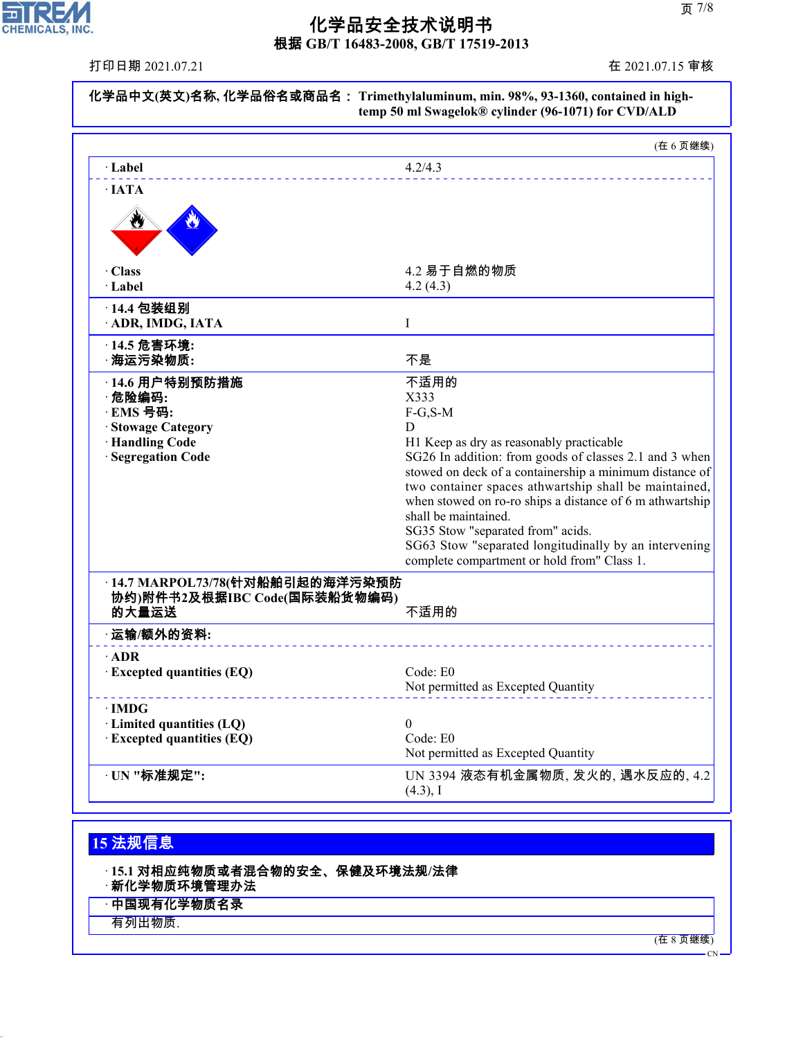化学品中文(英文)名称, 化学品俗名或商品名： Trimethylaluminum, min. 98%, 93-1360, contained in high-temp 50 ml Swagelok® cylinder (96-1071) for CVD/ALD

(在 6 页继续)

| | |
|---|---|
| · Label | 4.2/4.3 |
| · IATA | |
| · Class | 4.2 易于自燃的物质 |
| · Label | 4.2 (4.3) |
| · 14.4 包装组别 | |
| · ADR, IMDG, IATA | I |
| · 14.5 危害环境: | |
| · 海运污染物质: | 不是 |
| · 14.6 用户特别预防措施 | 不适用的 |
| · 危险编码: | X333 |
| · EMS 号码: | F-G,S-M |
| · Stowage Category | D |
| · Handling Code | H1 Keep as dry as reasonably practicable |
| · Segregation Code | SG26 In addition: from goods of classes 2.1 and 3 when stowed on deck of a containership a minimum distance of two container spaces athwartship shall be maintained, when stowed on ro-ro ships a distance of 6 m athwartship shall be maintained. SG35 Stow "separated from" acids. SG63 Stow "separated longitudinally by an intervening complete compartment or hold from" Class 1. |
| · 14.7 MARPOL73/78(针对船舶引起的海洋污染预防协约)附件书2及根据IBC Code(国际装船货物编码)的大量运送 | 不适用的 |
| · 运输/额外的资料: | |
| · ADR | |
| · Excepted quantities (EQ) | Code: E0<br>Not permitted as Excepted Quantity |
| · IMDG | |
| · Limited quantities (LQ) | 0 |
| · Excepted quantities (EQ) | Code: E0<br>Not permitted as Excepted Quantity |
| · UN "标准规定": | UN 3394 液态有机金属物质, 发火的, 遇水反应的, 4.2 (4.3), I |

## 15 法规信息

· 15.1 对相应纯物质或者混合物的安全、保健及环境法规/法律

· 新化学物质环境管理办法

· 中国现有化学物质名录

有列出物质.

(在 8 页继续)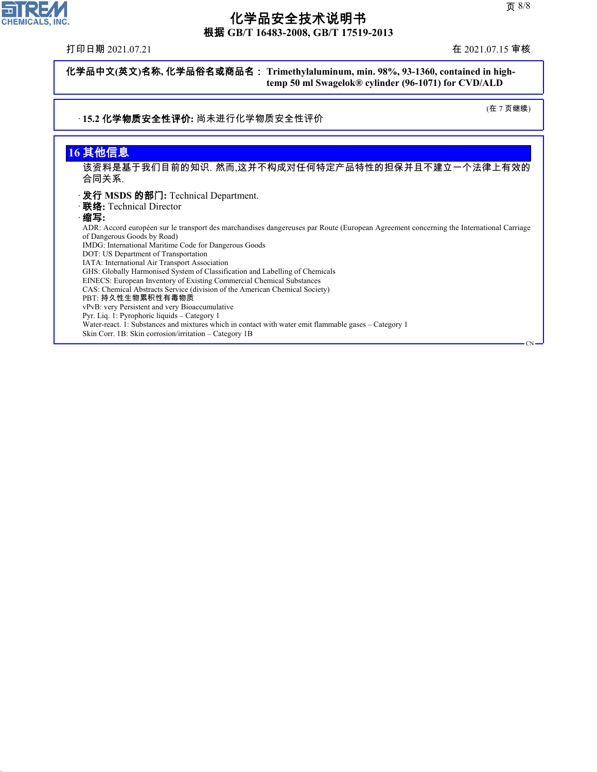化学品中文(英文)名称, 化学品俗名或商品名： **Trimethylaluminum, min. 98%, 93-1360, contained in high-temp 50 ml Swagelok® cylinder (96-1071) for CVD/ALD**

(在 7 页继续)

· **15.2 化学物质安全性评价:** 尚未进行化学物质安全性评价

## 16 其他信息

该资料是基于我们目前的知识. 然而,这并不构成对任何特定产品特性的担保并且不建立一个法律上有效的合同关系.

· **发行 MSDS 的部门:** Technical Department.
· **联络:** Technical Director
· **缩写:**

ADR: Accord européen sur le transport des marchandises dangereuses par Route (European Agreement concerning the International Carriage of Dangerous Goods by Road)
IMDG: International Maritime Code for Dangerous Goods
DOT: US Department of Transportation
IATA: International Air Transport Association
GHS: Globally Harmonised System of Classification and Labelling of Chemicals
EINECS: European Inventory of Existing Commercial Chemical Substances
CAS: Chemical Abstracts Service (division of the American Chemical Society)
PBT: 持久性生物累积性有毒物质
vPvB: very Persistent and very Bioaccumulative
Pyr. Liq. 1: Pyrophoric liquids – Category 1
Water-react. 1: Substances and mixtures which in contact with water emit flammable gases – Category 1
Skin Corr. 1B: Skin corrosion/irritation – Category 1B